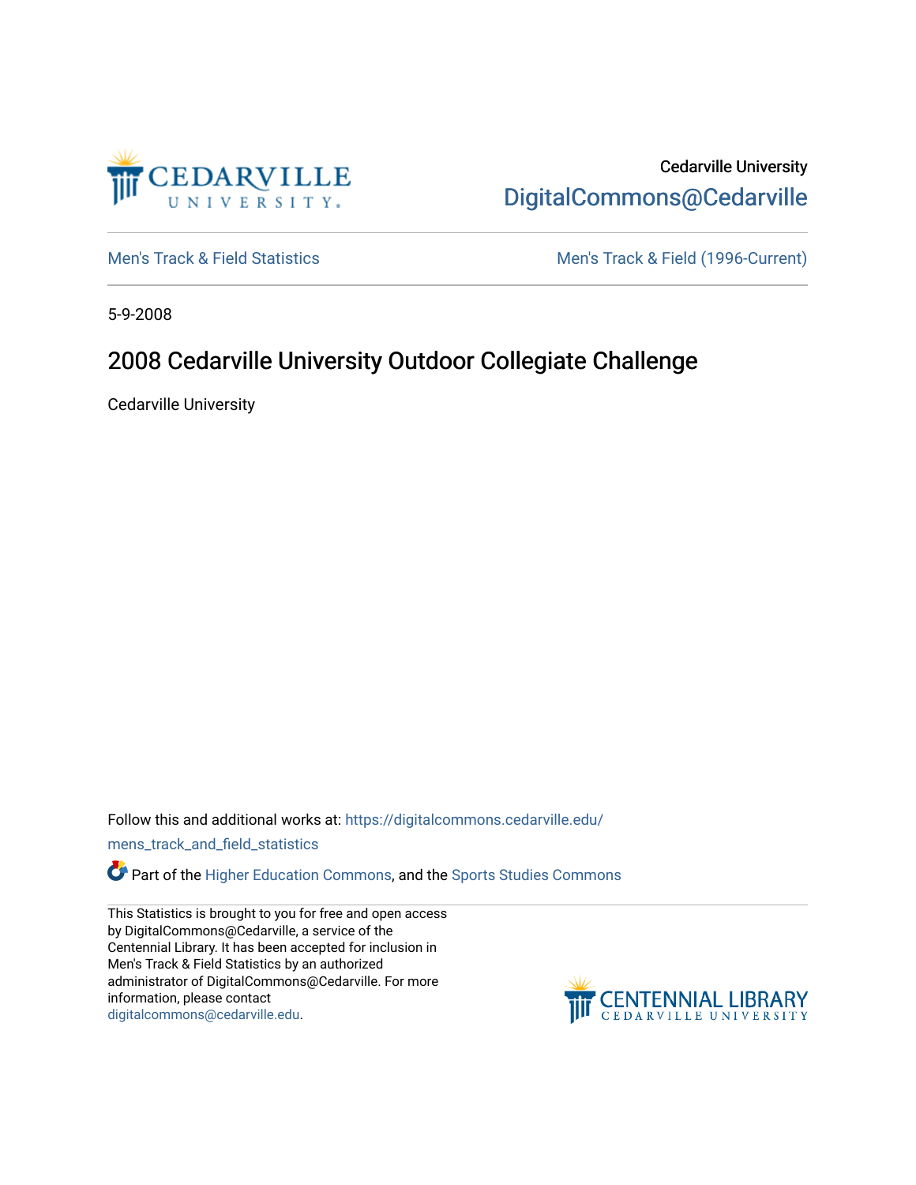Cedarville University
DigitalCommons@Cedarville

Men's Track & Field Statistics | Men's Track & Field (1996-Current)

5-9-2008

# 2008 Cedarville University Outdoor Collegiate Challenge

Cedarville University

Follow this and additional works at: https://digitalcommons.cedarville.edu/mens_track_and_field_statistics

Part of the Higher Education Commons, and the Sports Studies Commons

This Statistics is brought to you for free and open access by DigitalCommons@Cedarville, a service of the Centennial Library. It has been accepted for inclusion in Men's Track & Field Statistics by an authorized administrator of DigitalCommons@Cedarville. For more information, please contact digitalcommons@cedarville.edu.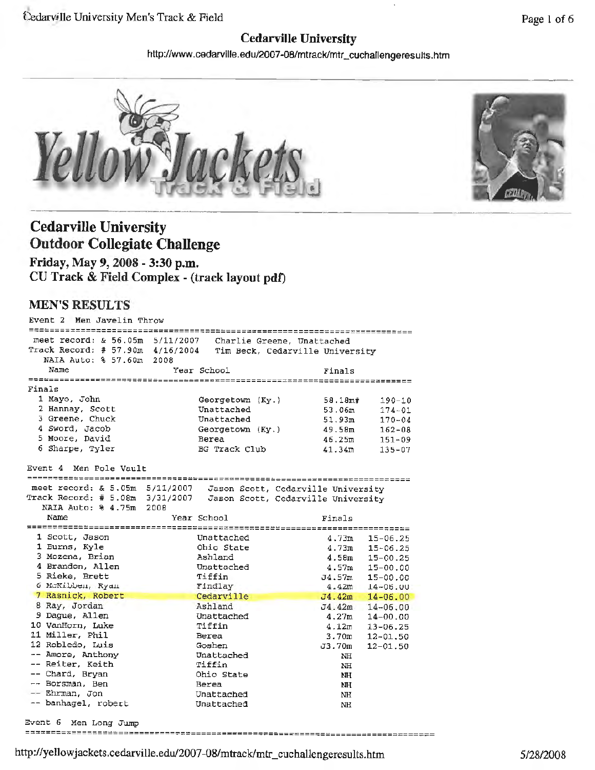## Cedarville University

http://www.cedarville.edu/2007-08/mtrack/mtr_cuchallengeresults.htm

# Cedarville University Outdoor Collegiate Challenge

**Friday, May 9, 2008 - 3:30 p.m.**

**CU Track & Field Complex - (track layout pdf)**

## MEN'S RESULTS

### Event 2 Men Javelin Throw

```
==========================================================================
 meet record: & 56.05m  5/11/2007   Charlie Greene, Unattached
Track Record: # 57.90m  4/16/2004   Tim Beck, Cedarville University
   NAIA Auto: % 57.60m  2008
    Name                    Year School                  Finals
==========================================================================
Finals
  1 Mayo, John                   Georgetown (Ky.)         58.18m#    190-10
  2 Hannay, Scott                Unattached               53.06m     174-01
  3 Greene, Chuck                Unattached               51.93m     170-04
  4 Sword, Jacob                 Georgetown (Ky.)         49.58m     162-08
  5 Moore, David                 Berea                    46.25m     151-09
  6 Sharpe, Tyler                BG Track Club            41.34m     135-07
```

### Event 4 Men Pole Vault

```
==========================================================================
 meet record: & 5.05m  5/11/2007   Jason Scott, Cedarville University
Track Record: # 5.08m  3/31/2007   Jason Scott, Cedarville University
   NAIA Auto: % 4.75m  2008
    Name                    Year School                  Finals
==========================================================================
  1 Scott, Jason                 Unattached                4.73m   15-06.25
  1 Burns, Kyle                  Ohio State                4.73m   15-06.25
  3 Mozena, Brian                Ashland                   4.58m   15-00.25
  4 Brandon, Allen               Unattached                4.57m   15-00.00
  5 Rieke, Brett                 Tiffin                   J4.57m   15-00.00
  6 McKibben, Ryan               Findlay                   4.42m   14-06.00
  7 Rasnick, Robert              Cedarville               J4.42m   14-06.00
  8 Ray, Jordan                  Ashland                  J4.42m   14-06.00
  9 Dague, Allen                 Unattached                4.27m   14-00.00
 10 VanHorn, Luke                Tiffin                    4.12m   13-06.25
 11 Miller, Phil                 Berea                     3.70m   12-01.50
 12 Robledo, Luis                Goshen                   J3.70m   12-01.50
 -- Amore, Anthony               Unattached                   NH
 -- Reiter, Keith                Tiffin                       NH
 -- Chard, Bryan                 Ohio State                   NH
 -- Borsman, Ben                 Berea                        NH
 -- Ehrman, Jon                  Unattached                   NH
 -- banhagel, robert             Unattached                   NH
```

### Event 6 Men Long Jump

```
==========================================================================
```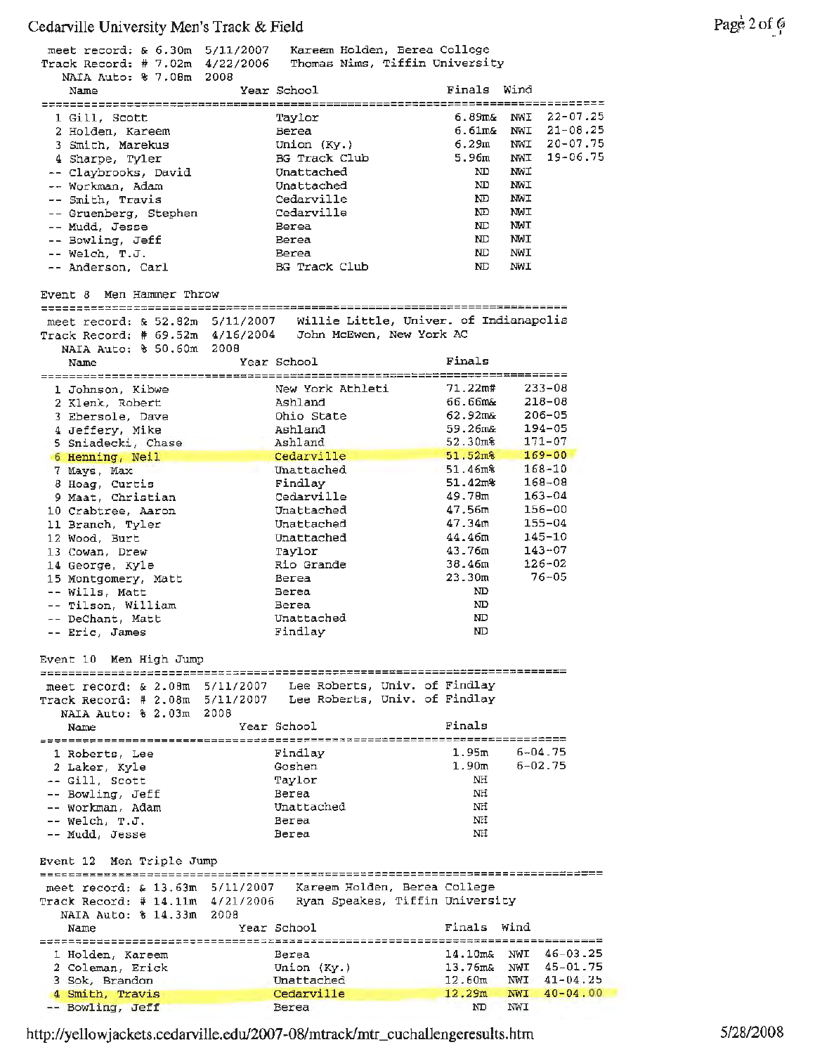meet record: & 6.30m 5/11/2007 Kareem Holden, Berea College
Track Record: # 7.02m 4/22/2006 Thomas Nims, Tiffin University
NAIA Auto: % 7.08m 2008

| | Name | Year | School | Finals | Wind | |
|---|---|---|---|---|---|---|
| 1 | Gill, Scott | | Taylor | 6.89m& | NWI | 22-07.25 |
| 2 | Holden, Kareem | | Berea | 6.61m& | NWI | 21-08.25 |
| 3 | Smith, Marekus | | Union (Ky.) | 6.29m | NWI | 20-07.75 |
| 4 | Sharpe, Tyler | | BG Track Club | 5.96m | NWI | 19-06.75 |
| -- | Claybrooks, David | | Unattached | ND | NWI | |
| -- | Workman, Adam | | Unattached | ND | NWI | |
| -- | Smith, Travis | | Cedarville | ND | NWI | |
| -- | Gruenberg, Stephen | | Cedarville | ND | NWI | |
| -- | Mudd, Jesse | | Berea | ND | NWI | |
| -- | Bowling, Jeff | | Berea | ND | NWI | |
| -- | Welch, T.J. | | Berea | ND | NWI | |
| -- | Anderson, Carl | | BG Track Club | ND | NWI | |

## Event 8 Men Hammer Throw

meet record: & 52.82m 5/11/2007 Willie Little, Univer. of Indianapolis
Track Record: # 69.52m 4/16/2004 John McEwen, New York AC
NAIA Auto: % 50.60m 2008

| | Name | Year | School | Finals | |
|---|---|---|---|---|---|
| 1 | Johnson, Kibwe | | New York Athleti | 71.22m# | 233-08 |
| 2 | Klenk, Robert | | Ashland | 66.66m& | 218-08 |
| 3 | Ebersole, Dave | | Ohio State | 62.92m& | 206-05 |
| 4 | Jeffery, Mike | | Ashland | 59.26m& | 194-05 |
| 5 | Sniadecki, Chase | | Ashland | 52.30m% | 171-07 |
| 6 | Henning, Neil | | Cedarville | 51.52m% | 169-00 |
| 7 | Mays, Max | | Unattached | 51.46m% | 168-10 |
| 8 | Hoag, Curtis | | Findlay | 51.42m% | 168-08 |
| 9 | Maat, Christian | | Cedarville | 49.78m | 163-04 |
| 10 | Crabtree, Aaron | | Unattached | 47.56m | 156-00 |
| 11 | Branch, Tyler | | Unattached | 47.34m | 155-04 |
| 12 | Wood, Burt | | Unattached | 44.46m | 145-10 |
| 13 | Cowan, Drew | | Taylor | 43.76m | 143-07 |
| 14 | George, Kyle | | Rio Grande | 38.46m | 126-02 |
| 15 | Montgomery, Matt | | Berea | 23.30m | 76-05 |
| -- | Wills, Matt | | Berea | ND | |
| -- | Tilson, William | | Berea | ND | |
| -- | DeChant, Matt | | Unattached | ND | |
| -- | Eric, James | | Findlay | ND | |

## Event 10 Men High Jump

meet record: & 2.08m 5/11/2007 Lee Roberts, Univ. of Findlay
Track Record: # 2.08m 5/11/2007 Lee Roberts, Univ. of Findlay
NAIA Auto: % 2.03m 2008

| | Name | Year | School | Finals | |
|---|---|---|---|---|---|
| 1 | Roberts, Lee | | Findlay | 1.95m | 6-04.75 |
| 2 | Laker, Kyle | | Goshen | 1.90m | 6-02.75 |
| -- | Gill, Scott | | Taylor | NH | |
| -- | Bowling, Jeff | | Berea | NH | |
| -- | Workman, Adam | | Unattached | NH | |
| -- | Welch, T.J. | | Berea | NH | |
| -- | Mudd, Jesse | | Berea | NH | |

## Event 12 Men Triple Jump

meet record: & 13.63m 5/11/2007 Kareem Holden, Berea College
Track Record: # 14.11m 4/21/2006 Ryan Speakes, Tiffin University
NAIA Auto: % 14.33m 2008

| | Name | Year | School | Finals | Wind | |
|---|---|---|---|---|---|---|
| 1 | Holden, Kareem | | Berea | 14.10m& | NWI | 46-03.25 |
| 2 | Coleman, Erick | | Union (Ky.) | 13.76m& | NWI | 45-01.75 |
| 3 | Sok, Brandon | | Unattached | 12.60m | NWI | 41-04.25 |
| 4 | Smith, Travis | | Cedarville | 12.29m | NWI | 40-04.00 |
| -- | Bowling, Jeff | | Berea | ND | NWI | |

http://yellowjackets.cedarville.edu/2007-08/mtrack/mtr_cuchallengeresults.htm 5/28/2008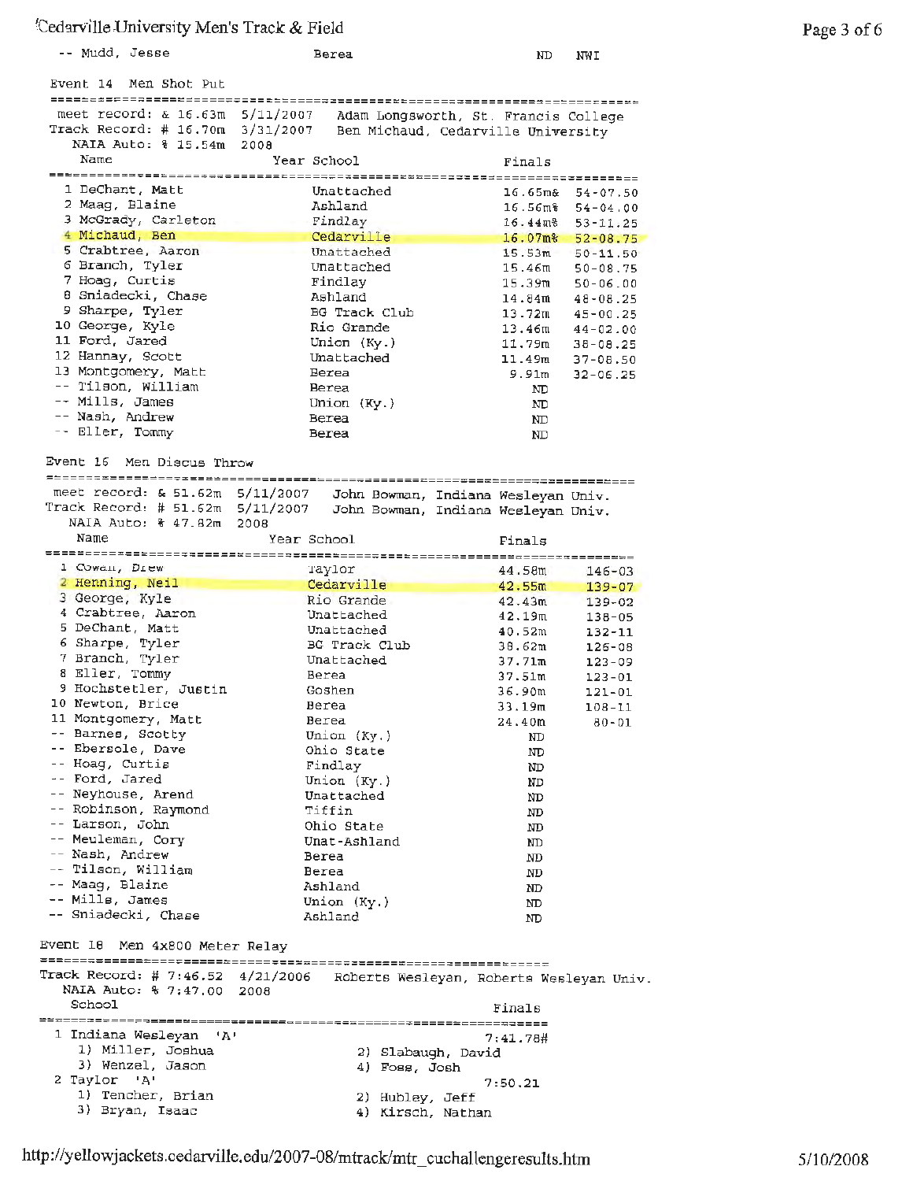| | Name | Year | School | Finals | |
|---|---|---|---|---|---|
| -- | Mudd, Jesse | | Berea | ND | NWI |

## Event 14 Men Shot Put

meet record: & 16.63m 5/11/2007 Adam Longsworth, St. Francis College
Track Record: # 16.70m 3/31/2007 Ben Michaud, Cedarville University
NAIA Auto: % 15.54m 2008

| | Name | Year | School | Finals | |
|---|---|---|---|---|---|
| 1 | DeChant, Matt | | Unattached | 16.65m& | 54-07.50 |
| 2 | Maag, Blaine | | Ashland | 16.56m% | 54-04.00 |
| 3 | McGrady, Carleton | | Findlay | 16.44m% | 53-11.25 |
| 4 | Michaud, Ben | | Cedarville | 16.07m% | 52-08.75 |
| 5 | Crabtree, Aaron | | Unattached | 15.53m | 50-11.50 |
| 6 | Branch, Tyler | | Unattached | 15.46m | 50-08.75 |
| 7 | Hoag, Curtis | | Findlay | 15.39m | 50-06.00 |
| 8 | Sniadecki, Chase | | Ashland | 14.84m | 48-08.25 |
| 9 | Sharpe, Tyler | | BG Track Club | 13.72m | 45-00.25 |
| 10 | George, Kyle | | Rio Grande | 13.46m | 44-02.00 |
| 11 | Ford, Jared | | Union (Ky.) | 11.79m | 38-08.25 |
| 12 | Hannay, Scott | | Unattached | 11.49m | 37-08.50 |
| 13 | Montgomery, Matt | | Berea | 9.91m | 32-06.25 |
| -- | Tilson, William | | Berea | ND | |
| -- | Mills, James | | Union (Ky.) | ND | |
| -- | Nash, Andrew | | Berea | ND | |
| -- | Eller, Tommy | | Berea | ND | |

## Event 16 Men Discus Throw

meet record: & 51.62m 5/11/2007 John Bowman, Indiana Wesleyan Univ.
Track Record: # 51.62m 5/11/2007 John Bowman, Indiana Wesleyan Univ.
NAIA Auto: % 47.82m 2008

| | Name | Year | School | Finals | |
|---|---|---|---|---|---|
| 1 | Cowan, Drew | | Taylor | 44.58m | 146-03 |
| 2 | Henning, Neil | | Cedarville | 42.55m | 139-07 |
| 3 | George, Kyle | | Rio Grande | 42.43m | 139-02 |
| 4 | Crabtree, Aaron | | Unattached | 42.19m | 138-05 |
| 5 | DeChant, Matt | | Unattached | 40.52m | 132-11 |
| 6 | Sharpe, Tyler | | BG Track Club | 38.62m | 126-08 |
| 7 | Branch, Tyler | | Unattached | 37.71m | 123-09 |
| 8 | Eller, Tommy | | Berea | 37.51m | 123-01 |
| 9 | Hochstetler, Justin | | Goshen | 36.90m | 121-01 |
| 10 | Newton, Brice | | Berea | 33.19m | 108-11 |
| 11 | Montgomery, Matt | | Berea | 24.40m | 80-01 |
| -- | Barnes, Scotty | | Union (Ky.) | ND | |
| -- | Ebersole, Dave | | Ohio State | ND | |
| -- | Hoag, Curtis | | Findlay | ND | |
| -- | Ford, Jared | | Union (Ky.) | ND | |
| -- | Neyhouse, Arend | | Unattached | ND | |
| -- | Robinson, Raymond | | Tiffin | ND | |
| -- | Larson, John | | Ohio State | ND | |
| -- | Meuleman, Cory | | Unat-Ashland | ND | |
| -- | Nash, Andrew | | Berea | ND | |
| -- | Tilson, William | | Berea | ND | |
| -- | Maag, Blaine | | Ashland | ND | |
| -- | Mills, James | | Union (Ky.) | ND | |
| -- | Sniadecki, Chase | | Ashland | ND | |

## Event 18 Men 4x800 Meter Relay

Track Record: # 7:46.52 4/21/2006 Roberts Wesleyan, Roberts Wesleyan Univ.
NAIA Auto: % 7:47.00 2008

| | School | Finals |
|---|---|---|
| 1 | Indiana Wesleyan 'A' | 7:41.78# |
| | 1) Miller, Joshua; 2) Slabaugh, David; 3) Wenzel, Jason; 4) Foss, Josh | |
| 2 | Taylor 'A' | 7:50.21 |
| | 1) Tencher, Brian; 2) Hubley, Jeff; 3) Bryan, Isaac; 4) Kirsch, Nathan | |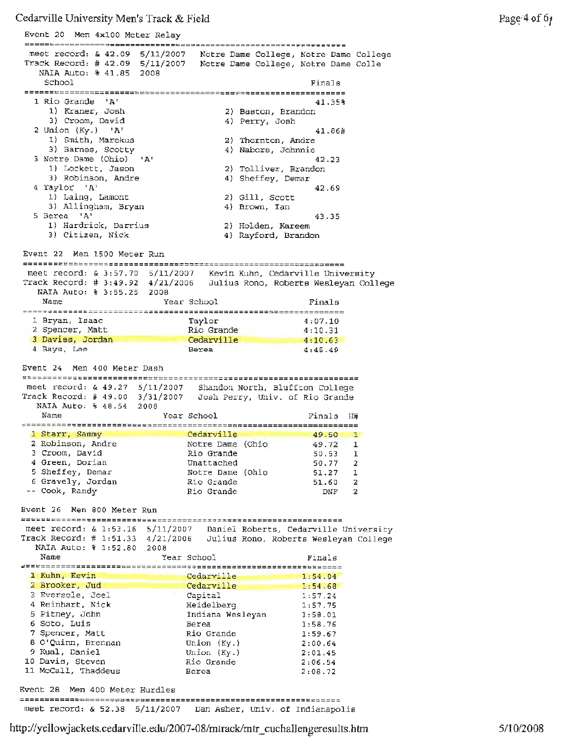## Event 20 Men 4x100 Meter Relay

meet record: & 42.09 5/11/2007 Notre Dame College, Notre Dame College
Track Record: # 42.09 5/11/2007 Notre Dame College, Notre Dame Colle
NAIA Auto: % 41.85 2008

| Place | School | Finals |
|---|---|---|
| 1 | Rio Grande 'A' | 41.35% |
| | 1) Kraner, Josh 2) Baston, Brandon 3) Croom, David 4) Perry, Josh | |
| 2 | Union (Ky.) 'A' | 41.86# |
| | 1) Smith, Marekus 2) Thornton, Andre 3) Barnes, Scotty 4) Nabors, Johnnie | |
| 3 | Notre Dame (Ohio) 'A' | 42.23 |
| | 1) Lockett, Jason 2) Tolliver, Brandon 3) Robinson, Andre 4) Sheffey, Demar | |
| 4 | Taylor 'A' | 42.69 |
| | 1) Laing, Lamont 2) Gill, Scott 3) Allingham, Bryan 4) Brown, Ian | |
| 5 | Berea 'A' | 43.35 |
| | 1) Hardrick, Darrius 2) Holden, Kareem 3) Citizen, Nick 4) Rayford, Brandon | |

## Event 22 Men 1500 Meter Run

meet record: & 3:57.70 5/11/2007 Kevin Kuhn, Cedarville University
Track Record: # 3:49.92 4/21/2006 Julius Rono, Roberts Wesleyan College
NAIA Auto: % 3:55.25 2008

| Place | Name | Year | School | Finals |
|---|---|---|---|---|
| 1 | Bryan, Isaac | | Taylor | 4:07.10 |
| 2 | Spencer, Matt | | Rio Grande | 4:10.31 |
| 3 | Davies, Jordan | | Cedarville | 4:10.63 |
| 4 | Bays, Lee | | Berea | 4:45.49 |

## Event 24 Men 400 Meter Dash

meet record: & 49.27 5/11/2007 Shandon North, Bluffton College
Track Record: # 49.00 3/31/2007 Josh Perry, Univ. of Rio Grande
NAIA Auto: % 48.54 2008

| Place | Name | Year | School | Finals | H# |
|---|---|---|---|---|---|
| 1 | Starr, Sammy | | Cedarville | 49.50 | 1 |
| 2 | Robinson, Andre | | Notre Dame (Ohio | 49.72 | 1 |
| 3 | Croom, David | | Rio Grande | 50.53 | 1 |
| 4 | Green, Dorian | | Unattached | 50.77 | 2 |
| 5 | Sheffey, Demar | | Notre Dame (Ohio | 51.27 | 1 |
| 6 | Gravely, Jordan | | Rio Grande | 51.60 | 2 |
| -- | Cook, Randy | | Rio Grande | DNF | 2 |

## Event 26 Men 800 Meter Run

meet record: & 1:53.16 5/11/2007 Daniel Roberts, Cedarville University
Track Record: # 1:51.33 4/21/2006 Julius Rono, Roberts Wesleyan College
NAIA Auto: % 1:52.80 2008

| Place | Name | Year | School | Finals |
|---|---|---|---|---|
| 1 | Kuhn, Kevin | | Cedarville | 1:54.04 |
| 2 | Brooker, Jud | | Cedarville | 1:54.68 |
| 3 | Eversole, Joel | | Capital | 1:57.24 |
| 4 | Reinhart, Nick | | Heidelberg | 1:57.75 |
| 5 | Pitney, John | | Indiana Wesleyan | 1:58.01 |
| 6 | Soto, Luis | | Berea | 1:58.76 |
| 7 | Spencer, Matt | | Rio Grande | 1:59.67 |
| 8 | O'Quinn, Brennan | | Union (Ky.) | 2:00.64 |
| 9 | Kual, Daniel | | Union (Ky.) | 2:01.45 |
| 10 | Davis, Steven | | Rio Grande | 2:06.54 |
| 11 | McCall, Thaddeus | | Berea | 2:08.72 |

## Event 28 Men 400 Meter Hurdles

meet record: & 52.38 5/11/2007 Dan Asher, Univ. of Indianapolis

http://yellowjackets.cedarville.edu/2007-08/mtrack/mtr_cuchallengeresults.htm 5/10/2008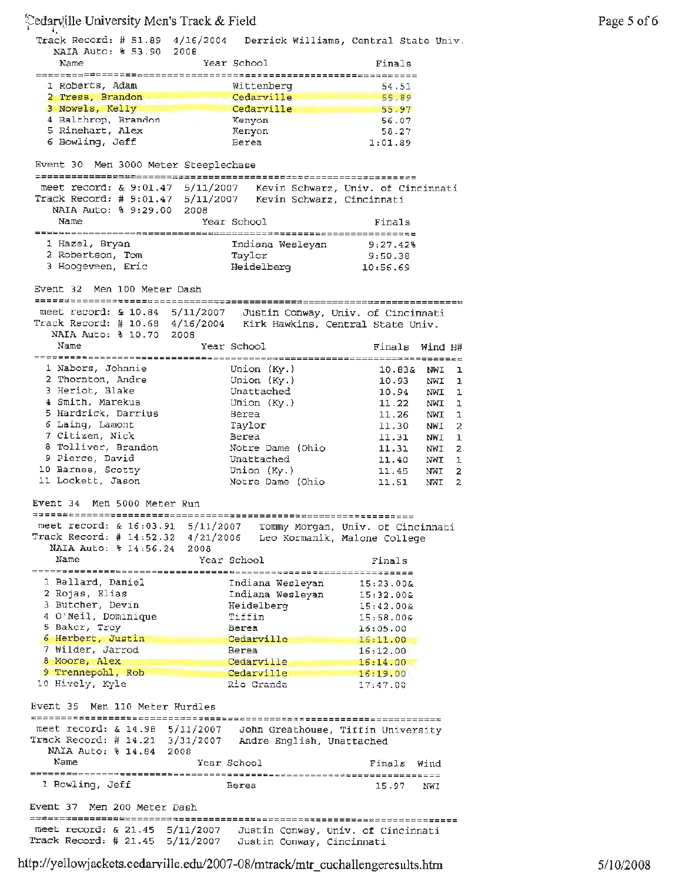Track Record: # 51.89 4/16/2004 Derrick Williams, Central State Univ.
NAIA Auto: % 53.90 2008

| Name | Year | School | Finals |
|---|---|---|---|
| 1 Roberts, Adam | | Wittenberg | 54.51 |
| 2 Tress, Brandon | | Cedarville | 55.89 |
| 3 Nowels, Kelly | | Cedarville | 55.97 |
| 4 Balthrop, Brandon | | Kenyon | 56.07 |
| 5 Rinehart, Alex | | Kenyon | 58.27 |
| 6 Bowling, Jeff | | Berea | 1:01.89 |

## Event 30 Men 3000 Meter Steeplechase

meet record: & 9:01.47 5/11/2007 Kevin Schwarz, Univ. of Cincinnati
Track Record: # 9:01.47 5/11/2007 Kevin Schwarz, Cincinnati
NAIA Auto: % 9:29.00 2008

| Name | Year | School | Finals |
|---|---|---|---|
| 1 Hazel, Bryan | | Indiana Wesleyan | 9:27.42% |
| 2 Robertson, Tom | | Taylor | 9:50.38 |
| 3 Hoogeveen, Eric | | Heidelberg | 10:56.69 |

## Event 32 Men 100 Meter Dash

meet record: & 10.84 5/11/2007 Justin Conway, Univ. of Cincinnati
Track Record: # 10.68 4/16/2004 Kirk Hawkins, Central State Univ.
NAIA Auto: % 10.70 2008

| Name | Year | School | Finals | Wind | H# |
|---|---|---|---|---|---|
| 1 Nabors, Johnnie | | Union (Ky.) | 10.83& | NWI | 1 |
| 2 Thornton, Andre | | Union (Ky.) | 10.93 | NWI | 1 |
| 3 Heriot, Blake | | Unattached | 10.94 | NWI | 1 |
| 4 Smith, Marekus | | Union (Ky.) | 11.22 | NWI | 1 |
| 5 Hardrick, Darrius | | Berea | 11.26 | NWI | 1 |
| 6 Laing, Lamont | | Taylor | 11.30 | NWI | 2 |
| 7 Citizen, Nick | | Berea | 11.31 | NWI | 1 |
| 8 Tolliver, Brandon | | Notre Dame (Ohio | 11.31 | NWI | 2 |
| 9 Pierce, David | | Unattached | 11.40 | NWI | 1 |
| 10 Barnes, Scotty | | Union (Ky.) | 11.45 | NWI | 2 |
| 11 Lockett, Jason | | Notre Dame (Ohio | 11.51 | NWI | 2 |

## Event 34 Men 5000 Meter Run

meet record: & 16:03.91 5/11/2007 Tommy Morgan, Univ. of Cincinnati
Track Record: # 14:52.32 4/21/2006 Leo Kormanik, Malone College
NAIA Auto: % 14:56.24 2008

| Name | Year | School | Finals |
|---|---|---|---|
| 1 Ballard, Daniel | | Indiana Wesleyan | 15:23.00& |
| 2 Rojas, Elias | | Indiana Wesleyan | 15:32.00& |
| 3 Butcher, Devin | | Heidelberg | 15:42.00& |
| 4 O'Neil, Dominique | | Tiffin | 15:58.00& |
| 5 Baker, Troy | | Berea | 16:05.00 |
| 6 Herbert, Justin | | Cedarville | 16:11.00 |
| 7 Wilder, Jarrod | | Berea | 16:12.00 |
| 8 Moore, Alex | | Cedarville | 16:14.00 |
| 9 Trennepohl, Rob | | Cedarville | 16:19.00 |
| 10 Hively, Kyle | | Rio Grande | 17:47.00 |

## Event 35 Men 110 Meter Hurdles

meet record: & 14.98 5/11/2007 John Greathouse, Tiffin University
Track Record: # 14.21 3/31/2007 Andre English, Unattached
NAIA Auto: % 14.84 2008

| Name | Year | School | Finals | Wind |
|---|---|---|---|---|
| 1 Bowling, Jeff | | Berea | 15.97 | NWI |

## Event 37 Men 200 Meter Dash

meet record: & 21.45 5/11/2007 Justin Conway, Univ. of Cincinnati
Track Record: # 21.45 5/11/2007 Justin Conway, Cincinnati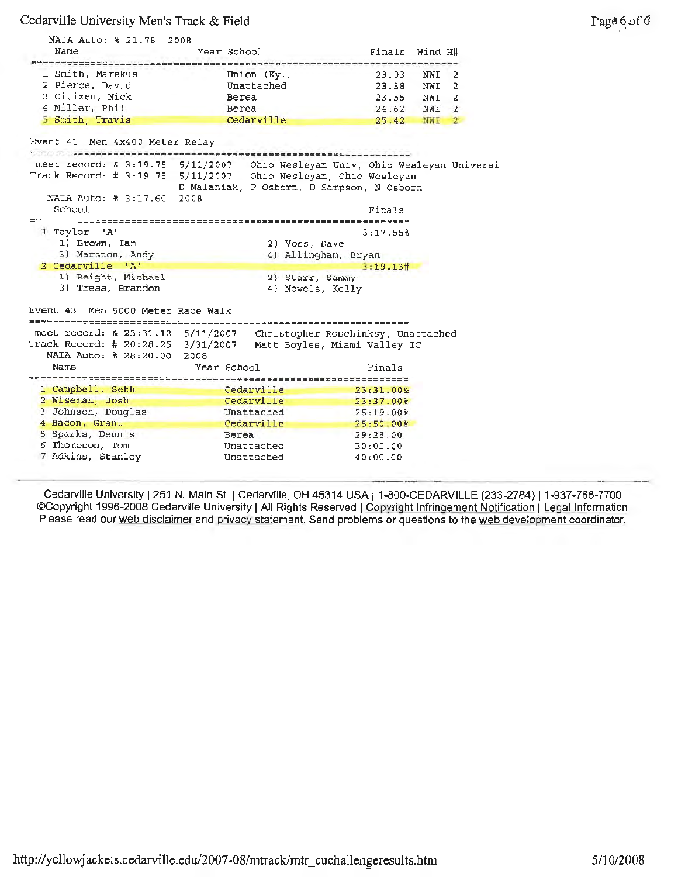NAIA Auto: % 21.78 2008

| Name | Year School | Finals | Wind | H# |
|---|---|---|---|---|
| 1 Smith, Marekus | Union (Ky.) | 23.03 | NWI | 2 |
| 2 Pierce, David | Unattached | 23.38 | NWI | 2 |
| 3 Citizen, Nick | Berea | 23.55 | NWI | 2 |
| 4 Miller, Phil | Berea | 24.62 | NWI | 2 |
| 5 Smith, Travis | Cedarville | 25.42 | NWI | 2 |

## Event 41 Men 4x400 Meter Relay

meet record: & 3:19.75 5/11/2007 Ohio Wesleyan Univ, Ohio Wesleyan Universi
Track Record: # 3:19.75 5/11/2007 Ohio Wesleyan, Ohio Wesleyan
D Malaniak, P Osborn, D Sampson, N Osborn
NAIA Auto: % 3:17.60 2008

| School | | Finals |
|---|---|---|
| 1 Taylor 'A' | | 3:17.55% |
| 1) Brown, Ian | 2) Voss, Dave | |
| 3) Marston, Andy | 4) Allingham, Bryan | |
| 2 Cedarville 'A' | | 3:19.13# |
| 1) Beight, Michael | 2) Starr, Sammy | |
| 3) Tress, Brandon | 4) Nowels, Kelly | |

## Event 43 Men 5000 Meter Race Walk

meet record: & 23:31.12 5/11/2007 Christopher Roschinksy, Unattached
Track Record: # 20:28.25 3/31/2007 Matt Boyles, Miami Valley TC
NAIA Auto: % 28:20.00 2008

| Name | Year School | Finals |
|---|---|---|
| 1 Campbell, Seth | Cedarville | 23:31.00& |
| 2 Wiseman, Josh | Cedarville | 23:37.00% |
| 3 Johnson, Douglas | Unattached | 25:19.00% |
| 4 Bacon, Grant | Cedarville | 25:50.00% |
| 5 Sparks, Dennis | Berea | 29:28.00 |
| 6 Thompson, Tom | Unattached | 30:05.00 |
| 7 Adkins, Stanley | Unattached | 40:00.00 |

Cedarville University | 251 N. Main St. | Cedarville, OH 45314 USA | 1-800-CEDARVILLE (233-2784) | 1-937-766-7700
©Copyright 1996-2008 Cedarville University | All Rights Reserved | Copyright Infringement Notification | Legal Information
Please read our web disclaimer and privacy statement. Send problems or questions to the web development coordinator.